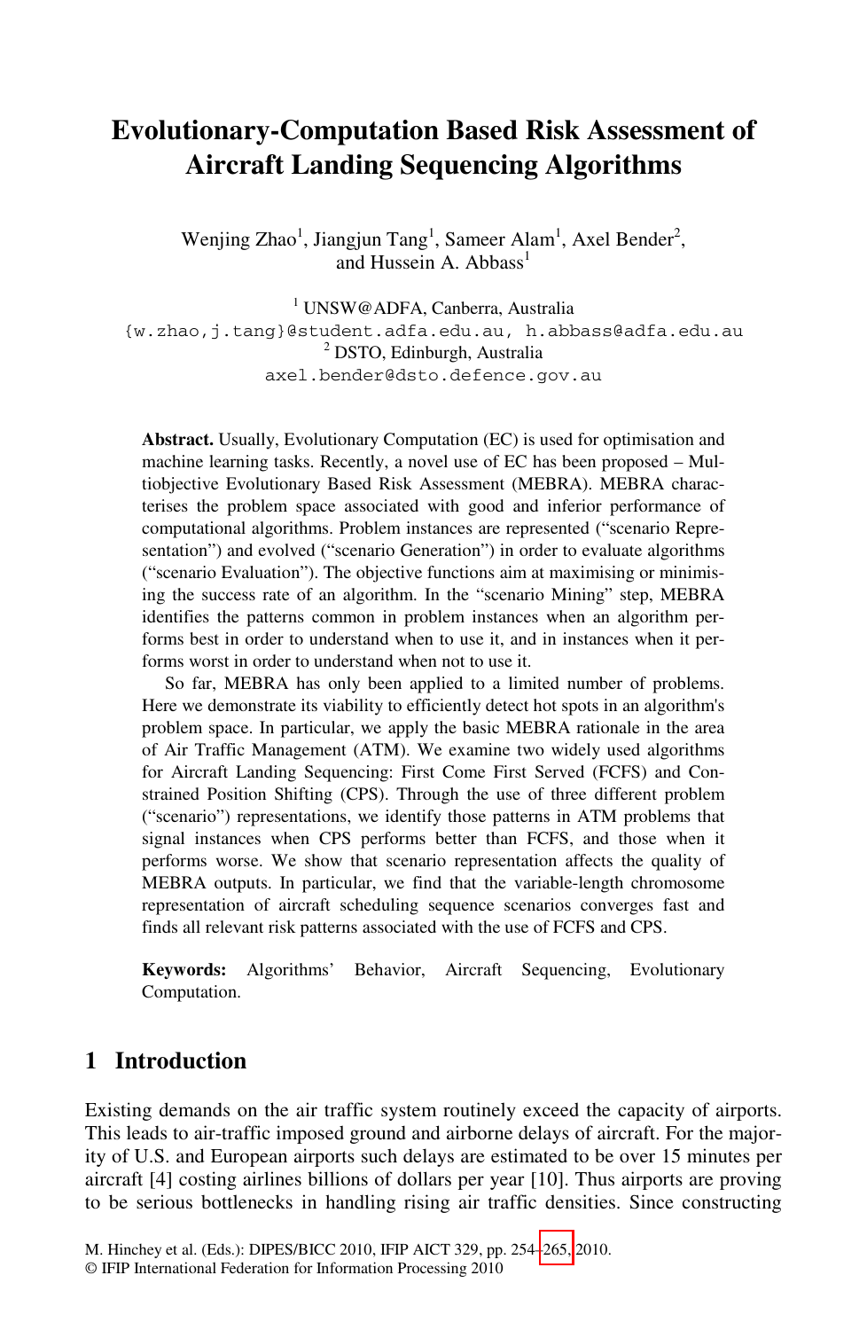# Evolutionary-Computation Based Risk Assessment of Aircraft Landing Sequencing Algorithms

Wenjing Zhao[1], Jiangjun Tang[1], Sameer Alam[1], Axel Bender[2], and Hussein A. Abbass[1]

[1] UNSW@ADFA, Canberra, Australia
{w.zhao,j.tang}@student.adfa.edu.au, h.abbass@adfa.edu.au
[2] DSTO, Edinburgh, Australia
axel.bender@dsto.defence.gov.au

**Abstract.** Usually, Evolutionary Computation (EC) is used for optimisation and machine learning tasks. Recently, a novel use of EC has been proposed – Multiobjective Evolutionary Based Risk Assessment (MEBRA). MEBRA characterises the problem space associated with good and inferior performance of computational algorithms. Problem instances are represented ("scenario Representation") and evolved ("scenario Generation") in order to evaluate algorithms ("scenario Evaluation"). The objective functions aim at maximising or minimising the success rate of an algorithm. In the "scenario Mining" step, MEBRA identifies the patterns common in problem instances when an algorithm performs best in order to understand when to use it, and in instances when it performs worst in order to understand when not to use it.

So far, MEBRA has only been applied to a limited number of problems. Here we demonstrate its viability to efficiently detect hot spots in an algorithm's problem space. In particular, we apply the basic MEBRA rationale in the area of Air Traffic Management (ATM). We examine two widely used algorithms for Aircraft Landing Sequencing: First Come First Served (FCFS) and Constrained Position Shifting (CPS). Through the use of three different problem ("scenario") representations, we identify those patterns in ATM problems that signal instances when CPS performs better than FCFS, and those when it performs worse. We show that scenario representation affects the quality of MEBRA outputs. In particular, we find that the variable-length chromosome representation of aircraft scheduling sequence scenarios converges fast and finds all relevant risk patterns associated with the use of FCFS and CPS.

**Keywords:** Algorithms' Behavior, Aircraft Sequencing, Evolutionary Computation.

## 1 Introduction

Existing demands on the air traffic system routinely exceed the capacity of airports. This leads to air-traffic imposed ground and airborne delays of aircraft. For the majority of U.S. and European airports such delays are estimated to be over 15 minutes per aircraft [4] costing airlines billions of dollars per year [10]. Thus airports are proving to be serious bottlenecks in handling rising air traffic densities. Since constructing

M. Hinchey et al. (Eds.): DIPES/BICC 2010, IFIP AICT 329, pp. 254–265, 2010.
© IFIP International Federation for Information Processing 2010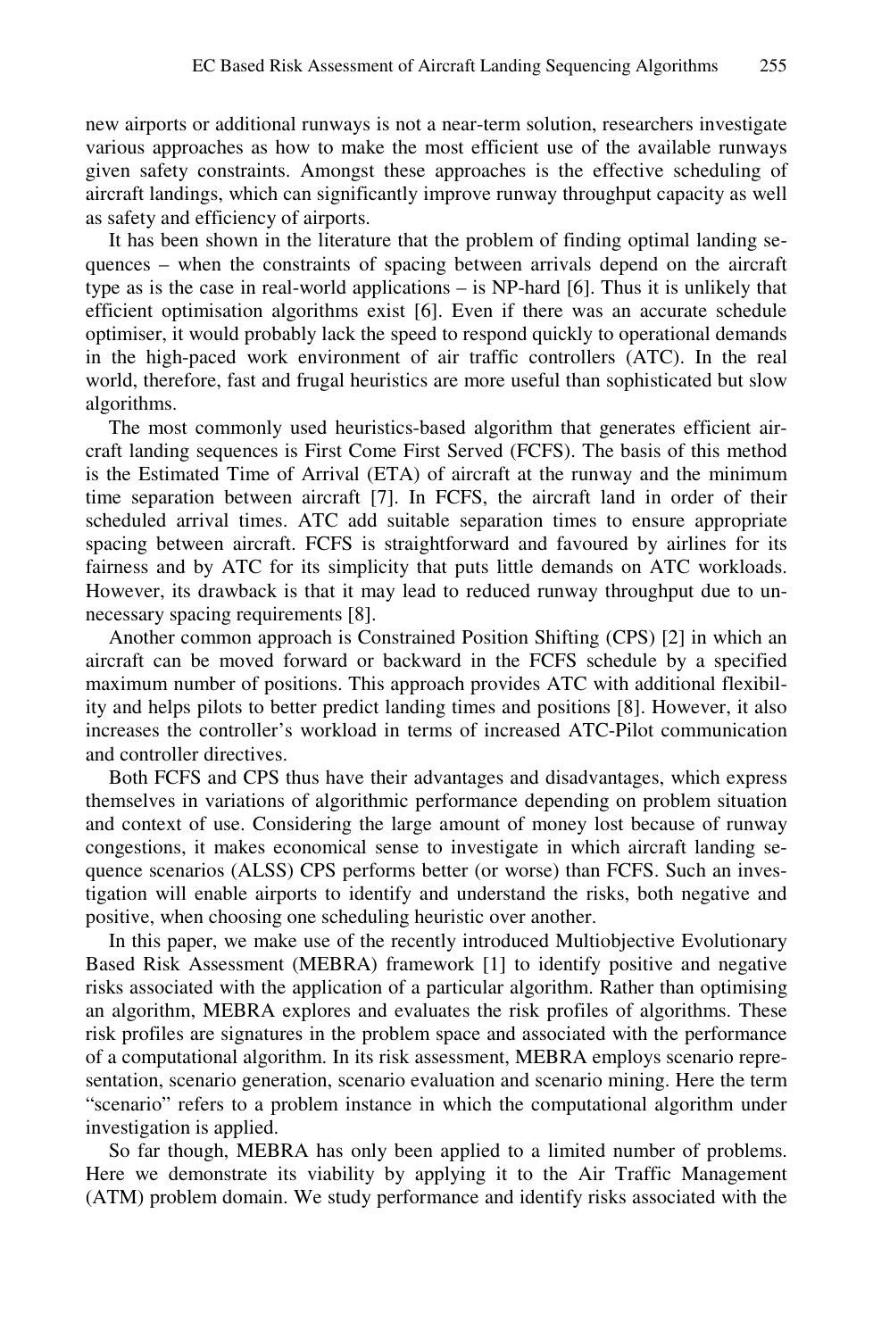new airports or additional runways is not a near-term solution, researchers investigate various approaches as how to make the most efficient use of the available runways given safety constraints. Amongst these approaches is the effective scheduling of aircraft landings, which can significantly improve runway throughput capacity as well as safety and efficiency of airports.

It has been shown in the literature that the problem of finding optimal landing sequences – when the constraints of spacing between arrivals depend on the aircraft type as is the case in real-world applications – is NP-hard [6]. Thus it is unlikely that efficient optimisation algorithms exist [6]. Even if there was an accurate schedule optimiser, it would probably lack the speed to respond quickly to operational demands in the high-paced work environment of air traffic controllers (ATC). In the real world, therefore, fast and frugal heuristics are more useful than sophisticated but slow algorithms.

The most commonly used heuristics-based algorithm that generates efficient aircraft landing sequences is First Come First Served (FCFS). The basis of this method is the Estimated Time of Arrival (ETA) of aircraft at the runway and the minimum time separation between aircraft [7]. In FCFS, the aircraft land in order of their scheduled arrival times. ATC add suitable separation times to ensure appropriate spacing between aircraft. FCFS is straightforward and favoured by airlines for its fairness and by ATC for its simplicity that puts little demands on ATC workloads. However, its drawback is that it may lead to reduced runway throughput due to unnecessary spacing requirements [8].

Another common approach is Constrained Position Shifting (CPS) [2] in which an aircraft can be moved forward or backward in the FCFS schedule by a specified maximum number of positions. This approach provides ATC with additional flexibility and helps pilots to better predict landing times and positions [8]. However, it also increases the controller's workload in terms of increased ATC-Pilot communication and controller directives.

Both FCFS and CPS thus have their advantages and disadvantages, which express themselves in variations of algorithmic performance depending on problem situation and context of use. Considering the large amount of money lost because of runway congestions, it makes economical sense to investigate in which aircraft landing sequence scenarios (ALSS) CPS performs better (or worse) than FCFS. Such an investigation will enable airports to identify and understand the risks, both negative and positive, when choosing one scheduling heuristic over another.

In this paper, we make use of the recently introduced Multiobjective Evolutionary Based Risk Assessment (MEBRA) framework [1] to identify positive and negative risks associated with the application of a particular algorithm. Rather than optimising an algorithm, MEBRA explores and evaluates the risk profiles of algorithms. These risk profiles are signatures in the problem space and associated with the performance of a computational algorithm. In its risk assessment, MEBRA employs scenario representation, scenario generation, scenario evaluation and scenario mining. Here the term "scenario" refers to a problem instance in which the computational algorithm under investigation is applied.

So far though, MEBRA has only been applied to a limited number of problems. Here we demonstrate its viability by applying it to the Air Traffic Management (ATM) problem domain. We study performance and identify risks associated with the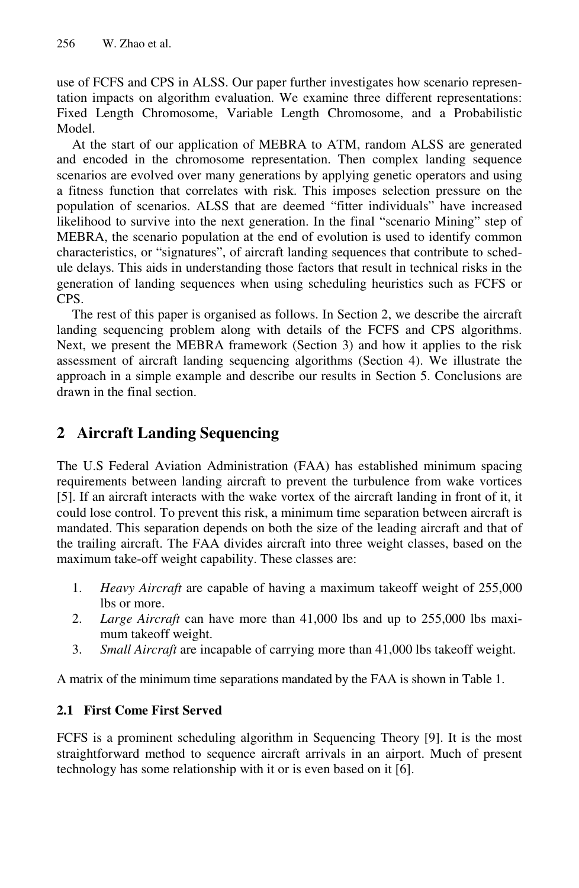use of FCFS and CPS in ALSS. Our paper further investigates how scenario representation impacts on algorithm evaluation. We examine three different representations: Fixed Length Chromosome, Variable Length Chromosome, and a Probabilistic Model.

At the start of our application of MEBRA to ATM, random ALSS are generated and encoded in the chromosome representation. Then complex landing sequence scenarios are evolved over many generations by applying genetic operators and using a fitness function that correlates with risk. This imposes selection pressure on the population of scenarios. ALSS that are deemed "fitter individuals" have increased likelihood to survive into the next generation. In the final "scenario Mining" step of MEBRA, the scenario population at the end of evolution is used to identify common characteristics, or "signatures", of aircraft landing sequences that contribute to schedule delays. This aids in understanding those factors that result in technical risks in the generation of landing sequences when using scheduling heuristics such as FCFS or CPS.

The rest of this paper is organised as follows. In Section 2, we describe the aircraft landing sequencing problem along with details of the FCFS and CPS algorithms. Next, we present the MEBRA framework (Section 3) and how it applies to the risk assessment of aircraft landing sequencing algorithms (Section 4). We illustrate the approach in a simple example and describe our results in Section 5. Conclusions are drawn in the final section.

## 2 Aircraft Landing Sequencing

The U.S Federal Aviation Administration (FAA) has established minimum spacing requirements between landing aircraft to prevent the turbulence from wake vortices [5]. If an aircraft interacts with the wake vortex of the aircraft landing in front of it, it could lose control. To prevent this risk, a minimum time separation between aircraft is mandated. This separation depends on both the size of the leading aircraft and that of the trailing aircraft. The FAA divides aircraft into three weight classes, based on the maximum take-off weight capability. These classes are:

1. *Heavy Aircraft* are capable of having a maximum takeoff weight of 255,000 lbs or more.
2. *Large Aircraft* can have more than 41,000 lbs and up to 255,000 lbs maximum takeoff weight.
3. *Small Aircraft* are incapable of carrying more than 41,000 lbs takeoff weight.

A matrix of the minimum time separations mandated by the FAA is shown in Table 1.

### 2.1 First Come First Served

FCFS is a prominent scheduling algorithm in Sequencing Theory [9]. It is the most straightforward method to sequence aircraft arrivals in an airport. Much of present technology has some relationship with it or is even based on it [6].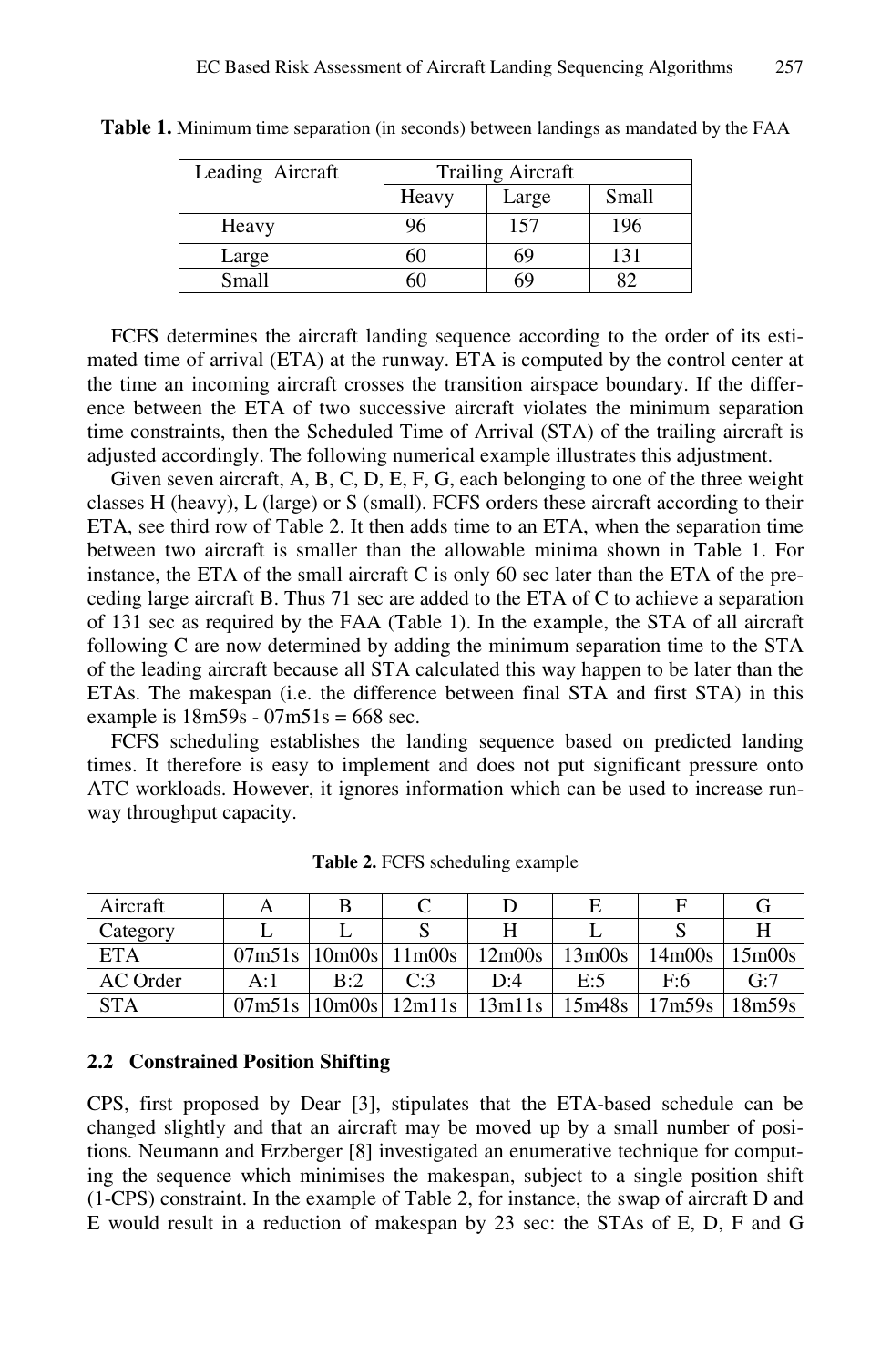**Table 1.** Minimum time separation (in seconds) between landings as mandated by the FAA

| Leading Aircraft | Trailing Aircraft | | |
|---|---|---|---|
| | Heavy | Large | Small |
| Heavy | 96 | 157 | 196 |
| Large | 60 | 69 | 131 |
| Small | 60 | 69 | 82 |

FCFS determines the aircraft landing sequence according to the order of its estimated time of arrival (ETA) at the runway. ETA is computed by the control center at the time an incoming aircraft crosses the transition airspace boundary. If the difference between the ETA of two successive aircraft violates the minimum separation time constraints, then the Scheduled Time of Arrival (STA) of the trailing aircraft is adjusted accordingly. The following numerical example illustrates this adjustment.

Given seven aircraft, A, B, C, D, E, F, G, each belonging to one of the three weight classes H (heavy), L (large) or S (small). FCFS orders these aircraft according to their ETA, see third row of Table 2. It then adds time to an ETA, when the separation time between two aircraft is smaller than the allowable minima shown in Table 1. For instance, the ETA of the small aircraft C is only 60 sec later than the ETA of the preceding large aircraft B. Thus 71 sec are added to the ETA of C to achieve a separation of 131 sec as required by the FAA (Table 1). In the example, the STA of all aircraft following C are now determined by adding the minimum separation time to the STA of the leading aircraft because all STA calculated this way happen to be later than the ETAs. The makespan (i.e. the difference between final STA and first STA) in this example is 18m59s - 07m51s = 668 sec.

FCFS scheduling establishes the landing sequence based on predicted landing times. It therefore is easy to implement and does not put significant pressure onto ATC workloads. However, it ignores information which can be used to increase runway throughput capacity.

**Table 2.** FCFS scheduling example

| Aircraft | A | B | C | D | E | F | G |
|---|---|---|---|---|---|---|---|
| Category | L | L | S | H | L | S | H |
| ETA | 07m51s | 10m00s | 11m00s | 12m00s | 13m00s | 14m00s | 15m00s |
| AC Order | A:1 | B:2 | C:3 | D:4 | E:5 | F:6 | G:7 |
| STA | 07m51s | 10m00s | 12m11s | 13m11s | 15m48s | 17m59s | 18m59s |

### 2.2 Constrained Position Shifting

CPS, first proposed by Dear [3], stipulates that the ETA-based schedule can be changed slightly and that an aircraft may be moved up by a small number of positions. Neumann and Erzberger [8] investigated an enumerative technique for computing the sequence which minimises the makespan, subject to a single position shift (1-CPS) constraint. In the example of Table 2, for instance, the swap of aircraft D and E would result in a reduction of makespan by 23 sec: the STAs of E, D, F and G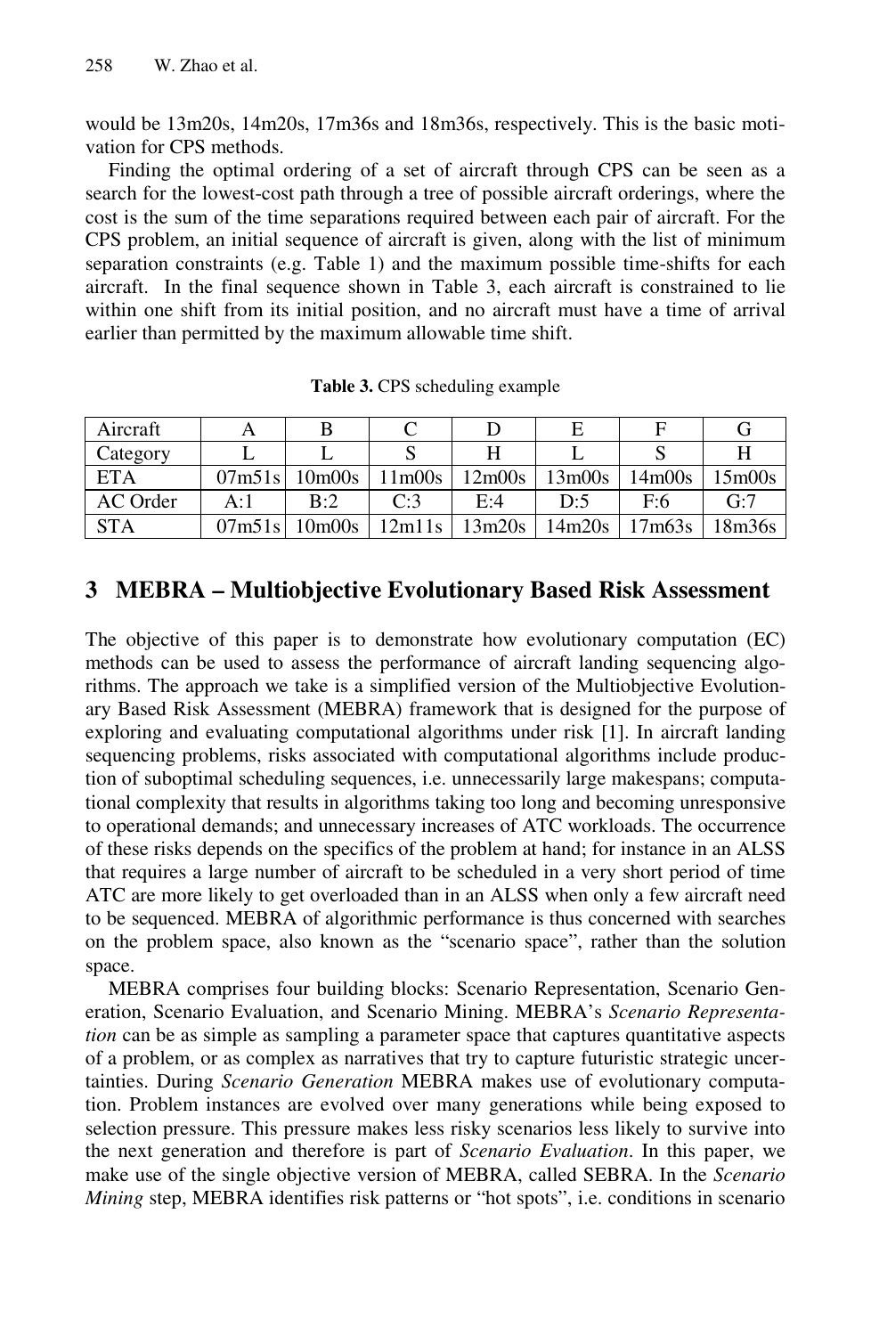would be 13m20s, 14m20s, 17m36s and 18m36s, respectively. This is the basic motivation for CPS methods.

Finding the optimal ordering of a set of aircraft through CPS can be seen as a search for the lowest-cost path through a tree of possible aircraft orderings, where the cost is the sum of the time separations required between each pair of aircraft. For the CPS problem, an initial sequence of aircraft is given, along with the list of minimum separation constraints (e.g. Table 1) and the maximum possible time-shifts for each aircraft. In the final sequence shown in Table 3, each aircraft is constrained to lie within one shift from its initial position, and no aircraft must have a time of arrival earlier than permitted by the maximum allowable time shift.

**Table 3.** CPS scheduling example

| Aircraft | A | B | C | D | E | F | G |
|---|---|---|---|---|---|---|---|
| Category | L | L | S | H | L | S | H |
| ETA | 07m51s | 10m00s | 11m00s | 12m00s | 13m00s | 14m00s | 15m00s |
| AC Order | A:1 | B:2 | C:3 | E:4 | D:5 | F:6 | G:7 |
| STA | 07m51s | 10m00s | 12m11s | 13m20s | 14m20s | 17m63s | 18m36s |

## 3 MEBRA – Multiobjective Evolutionary Based Risk Assessment

The objective of this paper is to demonstrate how evolutionary computation (EC) methods can be used to assess the performance of aircraft landing sequencing algorithms. The approach we take is a simplified version of the Multiobjective Evolutionary Based Risk Assessment (MEBRA) framework that is designed for the purpose of exploring and evaluating computational algorithms under risk [1]. In aircraft landing sequencing problems, risks associated with computational algorithms include production of suboptimal scheduling sequences, i.e. unnecessarily large makespans; computational complexity that results in algorithms taking too long and becoming unresponsive to operational demands; and unnecessary increases of ATC workloads. The occurrence of these risks depends on the specifics of the problem at hand; for instance in an ALSS that requires a large number of aircraft to be scheduled in a very short period of time ATC are more likely to get overloaded than in an ALSS when only a few aircraft need to be sequenced. MEBRA of algorithmic performance is thus concerned with searches on the problem space, also known as the "scenario space", rather than the solution space.

MEBRA comprises four building blocks: Scenario Representation, Scenario Generation, Scenario Evaluation, and Scenario Mining. MEBRA's *Scenario Representation* can be as simple as sampling a parameter space that captures quantitative aspects of a problem, or as complex as narratives that try to capture futuristic strategic uncertainties. During *Scenario Generation* MEBRA makes use of evolutionary computation. Problem instances are evolved over many generations while being exposed to selection pressure. This pressure makes less risky scenarios less likely to survive into the next generation and therefore is part of *Scenario Evaluation*. In this paper, we make use of the single objective version of MEBRA, called SEBRA. In the *Scenario Mining* step, MEBRA identifies risk patterns or "hot spots", i.e. conditions in scenario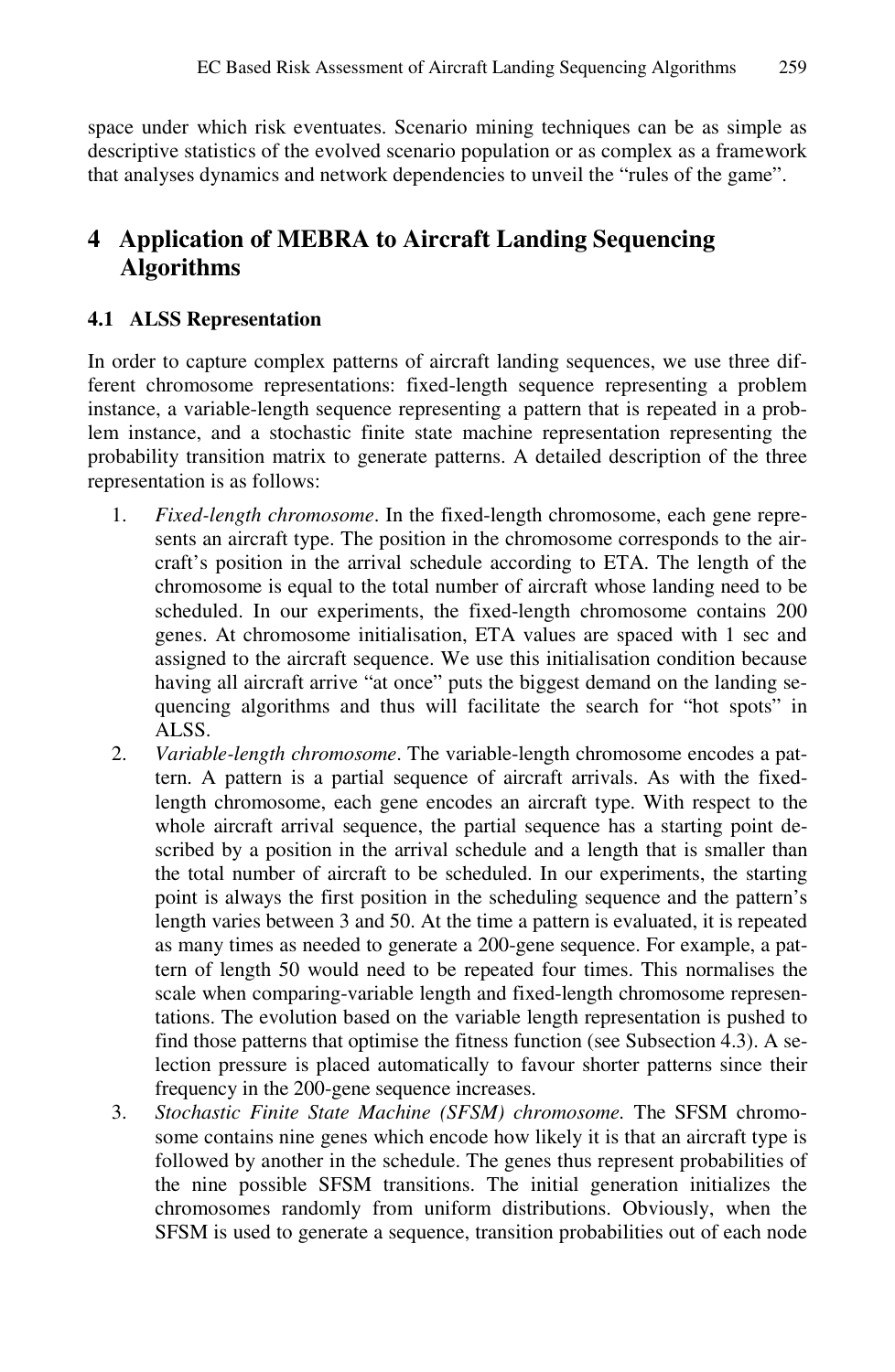space under which risk eventuates. Scenario mining techniques can be as simple as descriptive statistics of the evolved scenario population or as complex as a framework that analyses dynamics and network dependencies to unveil the "rules of the game".

# 4 Application of MEBRA to Aircraft Landing Sequencing Algorithms

## 4.1 ALSS Representation

In order to capture complex patterns of aircraft landing sequences, we use three different chromosome representations: fixed-length sequence representing a problem instance, a variable-length sequence representing a pattern that is repeated in a problem instance, and a stochastic finite state machine representation representing the probability transition matrix to generate patterns. A detailed description of the three representation is as follows:

1. *Fixed-length chromosome*. In the fixed-length chromosome, each gene represents an aircraft type. The position in the chromosome corresponds to the aircraft's position in the arrival schedule according to ETA. The length of the chromosome is equal to the total number of aircraft whose landing need to be scheduled. In our experiments, the fixed-length chromosome contains 200 genes. At chromosome initialisation, ETA values are spaced with 1 sec and assigned to the aircraft sequence. We use this initialisation condition because having all aircraft arrive "at once" puts the biggest demand on the landing sequencing algorithms and thus will facilitate the search for "hot spots" in ALSS.
2. *Variable-length chromosome*. The variable-length chromosome encodes a pattern. A pattern is a partial sequence of aircraft arrivals. As with the fixed-length chromosome, each gene encodes an aircraft type. With respect to the whole aircraft arrival sequence, the partial sequence has a starting point described by a position in the arrival schedule and a length that is smaller than the total number of aircraft to be scheduled. In our experiments, the starting point is always the first position in the scheduling sequence and the pattern's length varies between 3 and 50. At the time a pattern is evaluated, it is repeated as many times as needed to generate a 200-gene sequence. For example, a pattern of length 50 would need to be repeated four times. This normalises the scale when comparing-variable length and fixed-length chromosome representations. The evolution based on the variable length representation is pushed to find those patterns that optimise the fitness function (see Subsection 4.3). A selection pressure is placed automatically to favour shorter patterns since their frequency in the 200-gene sequence increases.
3. *Stochastic Finite State Machine (SFSM) chromosome.* The SFSM chromosome contains nine genes which encode how likely it is that an aircraft type is followed by another in the schedule. The genes thus represent probabilities of the nine possible SFSM transitions. The initial generation initializes the chromosomes randomly from uniform distributions. Obviously, when the SFSM is used to generate a sequence, transition probabilities out of each node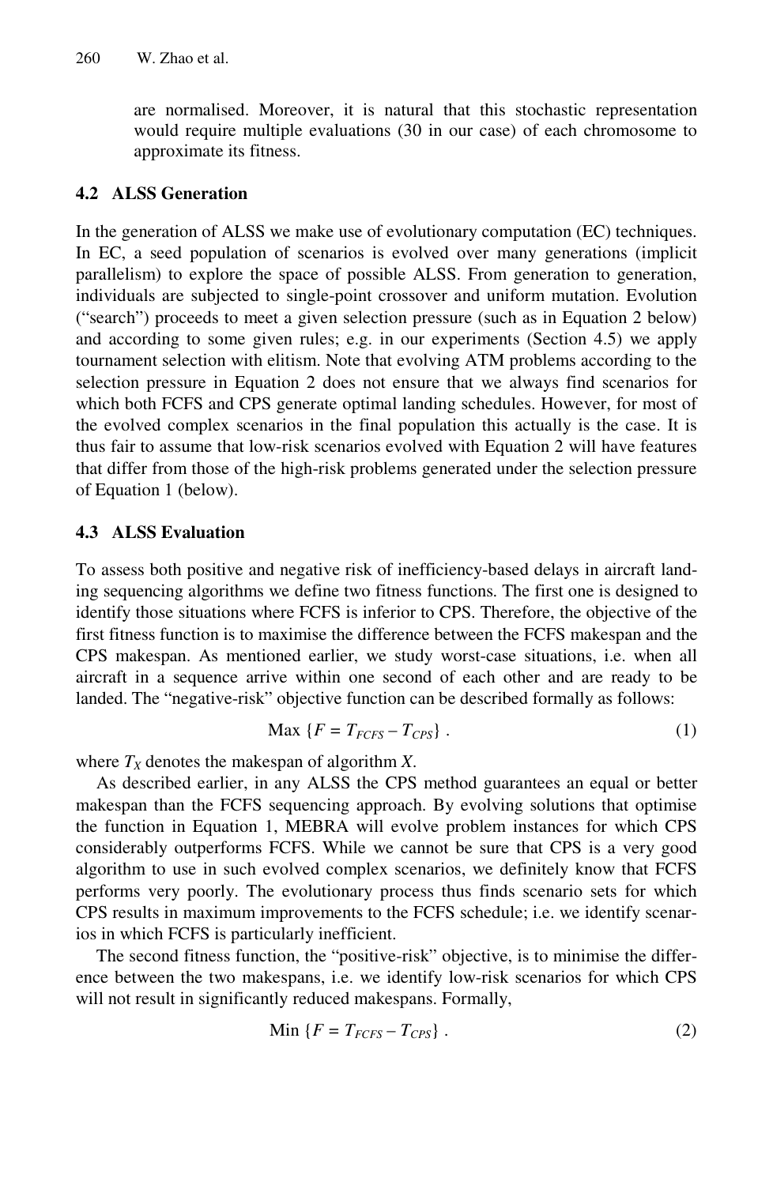are normalised. Moreover, it is natural that this stochastic representation would require multiple evaluations (30 in our case) of each chromosome to approximate its fitness.

### 4.2 ALSS Generation

In the generation of ALSS we make use of evolutionary computation (EC) techniques. In EC, a seed population of scenarios is evolved over many generations (implicit parallelism) to explore the space of possible ALSS. From generation to generation, individuals are subjected to single-point crossover and uniform mutation. Evolution ("search") proceeds to meet a given selection pressure (such as in Equation 2 below) and according to some given rules; e.g. in our experiments (Section 4.5) we apply tournament selection with elitism. Note that evolving ATM problems according to the selection pressure in Equation 2 does not ensure that we always find scenarios for which both FCFS and CPS generate optimal landing schedules. However, for most of the evolved complex scenarios in the final population this actually is the case. It is thus fair to assume that low-risk scenarios evolved with Equation 2 will have features that differ from those of the high-risk problems generated under the selection pressure of Equation 1 (below).

### 4.3 ALSS Evaluation

To assess both positive and negative risk of inefficiency-based delays in aircraft landing sequencing algorithms we define two fitness functions. The first one is designed to identify those situations where FCFS is inferior to CPS. Therefore, the objective of the first fitness function is to maximise the difference between the FCFS makespan and the CPS makespan. As mentioned earlier, we study worst-case situations, i.e. when all aircraft in a sequence arrive within one second of each other and are ready to be landed. The "negative-risk" objective function can be described formally as follows:

$$\text{Max } \{F = T_{FCFS} - T_{CPS}\} . \tag{1}$$

where $T_X$ denotes the makespan of algorithm $X$.

As described earlier, in any ALSS the CPS method guarantees an equal or better makespan than the FCFS sequencing approach. By evolving solutions that optimise the function in Equation 1, MEBRA will evolve problem instances for which CPS considerably outperforms FCFS. While we cannot be sure that CPS is a very good algorithm to use in such evolved complex scenarios, we definitely know that FCFS performs very poorly. The evolutionary process thus finds scenario sets for which CPS results in maximum improvements to the FCFS schedule; i.e. we identify scenarios in which FCFS is particularly inefficient.

The second fitness function, the "positive-risk" objective, is to minimise the difference between the two makespans, i.e. we identify low-risk scenarios for which CPS will not result in significantly reduced makespans. Formally,

$$\text{Min } \{F = T_{FCFS} - T_{CPS}\} . \tag{2}$$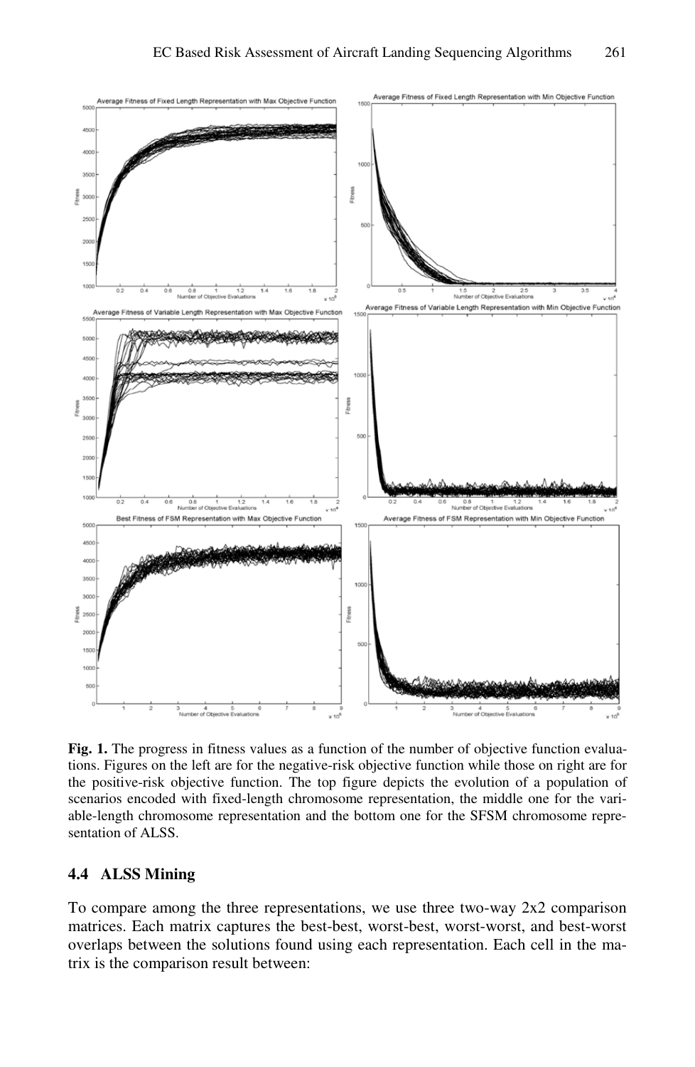**Fig. 1.** The progress in fitness values as a function of the number of objective function evaluations. Figures on the left are for the negative-risk objective function while those on right are for the positive-risk objective function. The top figure depicts the evolution of a population of scenarios encoded with fixed-length chromosome representation, the middle one for the variable-length chromosome representation and the bottom one for the SFSM chromosome representation of ALSS.

### 4.4 ALSS Mining

To compare among the three representations, we use three two-way 2x2 comparison matrices. Each matrix captures the best-best, worst-best, worst-worst, and best-worst overlaps between the solutions found using each representation. Each cell in the matrix is the comparison result between: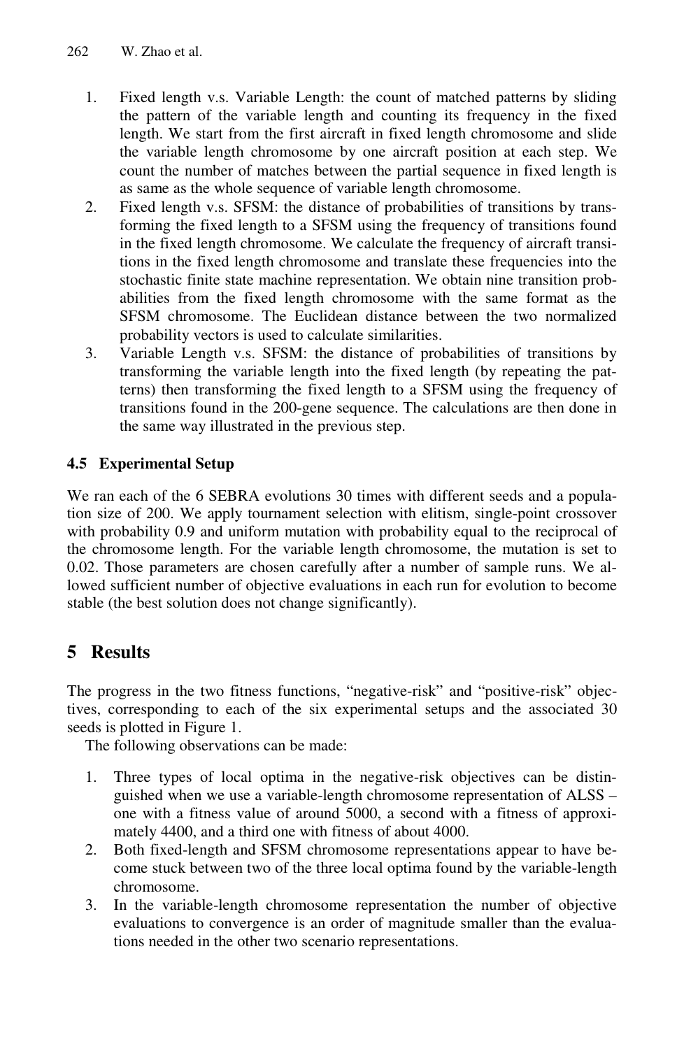1. Fixed length v.s. Variable Length: the count of matched patterns by sliding the pattern of the variable length and counting its frequency in the fixed length. We start from the first aircraft in fixed length chromosome and slide the variable length chromosome by one aircraft position at each step. We count the number of matches between the partial sequence in fixed length is as same as the whole sequence of variable length chromosome.
2. Fixed length v.s. SFSM: the distance of probabilities of transitions by transforming the fixed length to a SFSM using the frequency of transitions found in the fixed length chromosome. We calculate the frequency of aircraft transitions in the fixed length chromosome and translate these frequencies into the stochastic finite state machine representation. We obtain nine transition probabilities from the fixed length chromosome with the same format as the SFSM chromosome. The Euclidean distance between the two normalized probability vectors is used to calculate similarities.
3. Variable Length v.s. SFSM: the distance of probabilities of transitions by transforming the variable length into the fixed length (by repeating the patterns) then transforming the fixed length to a SFSM using the frequency of transitions found in the 200-gene sequence. The calculations are then done in the same way illustrated in the previous step.

### 4.5 Experimental Setup

We ran each of the 6 SEBRA evolutions 30 times with different seeds and a population size of 200. We apply tournament selection with elitism, single-point crossover with probability 0.9 and uniform mutation with probability equal to the reciprocal of the chromosome length. For the variable length chromosome, the mutation is set to 0.02. Those parameters are chosen carefully after a number of sample runs. We allowed sufficient number of objective evaluations in each run for evolution to become stable (the best solution does not change significantly).

## 5 Results

The progress in the two fitness functions, "negative-risk" and "positive-risk" objectives, corresponding to each of the six experimental setups and the associated 30 seeds is plotted in Figure 1.

The following observations can be made:

1. Three types of local optima in the negative-risk objectives can be distinguished when we use a variable-length chromosome representation of ALSS – one with a fitness value of around 5000, a second with a fitness of approximately 4400, and a third one with fitness of about 4000.
2. Both fixed-length and SFSM chromosome representations appear to have become stuck between two of the three local optima found by the variable-length chromosome.
3. In the variable-length chromosome representation the number of objective evaluations to convergence is an order of magnitude smaller than the evaluations needed in the other two scenario representations.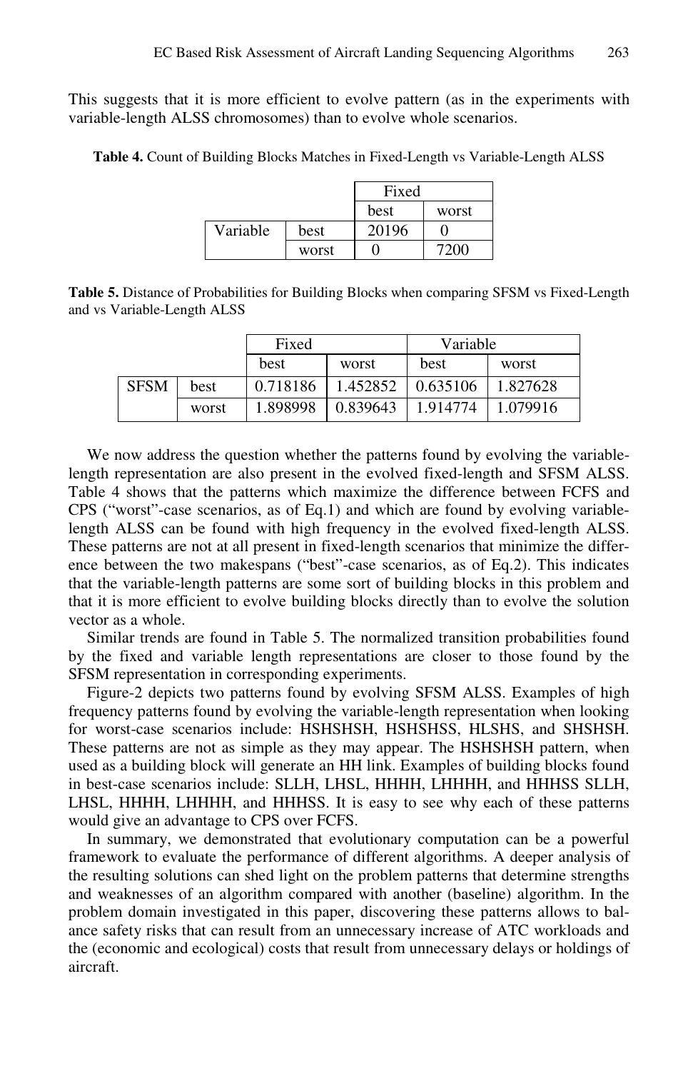This suggests that it is more efficient to evolve pattern (as in the experiments with variable-length ALSS chromosomes) than to evolve whole scenarios.

**Table 4.** Count of Building Blocks Matches in Fixed-Length vs Variable-Length ALSS

| | | Fixed | |
|---|---|---|---|
| | | best | worst |
| Variable | best | 20196 | 0 |
| | worst | 0 | 7200 |

**Table 5.** Distance of Probabilities for Building Blocks when comparing SFSM vs Fixed-Length and vs Variable-Length ALSS

| | | Fixed | | Variable | |
|---|---|---|---|---|---|
| | | best | worst | best | worst |
| SFSM | best | 0.718186 | 1.452852 | 0.635106 | 1.827628 |
| | worst | 1.898998 | 0.839643 | 1.914774 | 1.079916 |

We now address the question whether the patterns found by evolving the variable-length representation are also present in the evolved fixed-length and SFSM ALSS. Table 4 shows that the patterns which maximize the difference between FCFS and CPS ("worst"-case scenarios, as of Eq.1) and which are found by evolving variable-length ALSS can be found with high frequency in the evolved fixed-length ALSS. These patterns are not at all present in fixed-length scenarios that minimize the difference between the two makespans ("best"-case scenarios, as of Eq.2). This indicates that the variable-length patterns are some sort of building blocks in this problem and that it is more efficient to evolve building blocks directly than to evolve the solution vector as a whole.

Similar trends are found in Table 5. The normalized transition probabilities found by the fixed and variable length representations are closer to those found by the SFSM representation in corresponding experiments.

Figure-2 depicts two patterns found by evolving SFSM ALSS. Examples of high frequency patterns found by evolving the variable-length representation when looking for worst-case scenarios include: HSHSHSH, HSHSHSS, HLSHS, and SHSHSH. These patterns are not as simple as they may appear. The HSHSHSH pattern, when used as a building block will generate an HH link. Examples of building blocks found in best-case scenarios include: SLLH, LHSL, HHHH, LHHHH, and HHHSS SLLH, LHSL, HHHH, LHHHH, and HHHSS. It is easy to see why each of these patterns would give an advantage to CPS over FCFS.

In summary, we demonstrated that evolutionary computation can be a powerful framework to evaluate the performance of different algorithms. A deeper analysis of the resulting solutions can shed light on the problem patterns that determine strengths and weaknesses of an algorithm compared with another (baseline) algorithm. In the problem domain investigated in this paper, discovering these patterns allows to balance safety risks that can result from an unnecessary increase of ATC workloads and the (economic and ecological) costs that result from unnecessary delays or holdings of aircraft.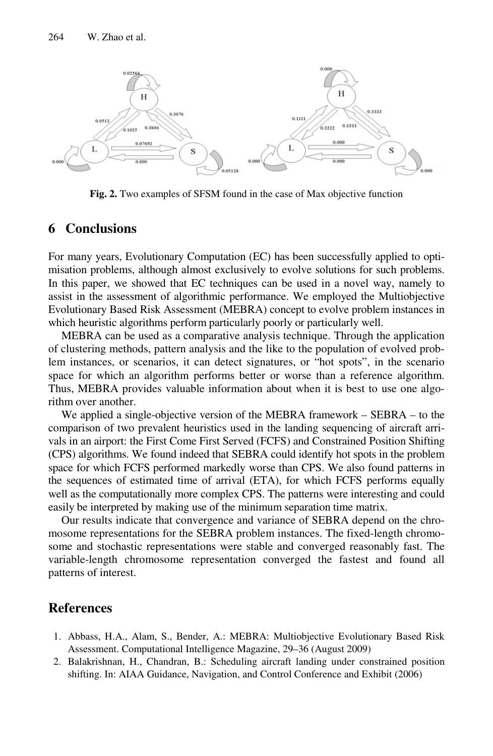0.02564
H
0.0512
0.1025
0.3846
0.3076
L
0.07692
S
0.000
0.000
0.05128

0.000
H
0.1111
0.2222
0.3333
0.3333
L
0.000
S
0.000
0.000
0.000

**Fig. 2.** Two examples of SFSM found in the case of Max objective function

## 6 Conclusions

For many years, Evolutionary Computation (EC) has been successfully applied to optimisation problems, although almost exclusively to evolve solutions for such problems. In this paper, we showed that EC techniques can be used in a novel way, namely to assist in the assessment of algorithmic performance. We employed the Multiobjective Evolutionary Based Risk Assessment (MEBRA) concept to evolve problem instances in which heuristic algorithms perform particularly poorly or particularly well.

MEBRA can be used as a comparative analysis technique. Through the application of clustering methods, pattern analysis and the like to the population of evolved problem instances, or scenarios, it can detect signatures, or "hot spots", in the scenario space for which an algorithm performs better or worse than a reference algorithm. Thus, MEBRA provides valuable information about when it is best to use one algorithm over another.

We applied a single-objective version of the MEBRA framework – SEBRA – to the comparison of two prevalent heuristics used in the landing sequencing of aircraft arrivals in an airport: the First Come First Served (FCFS) and Constrained Position Shifting (CPS) algorithms. We found indeed that SEBRA could identify hot spots in the problem space for which FCFS performed markedly worse than CPS. We also found patterns in the sequences of estimated time of arrival (ETA), for which FCFS performs equally well as the computationally more complex CPS. The patterns were interesting and could easily be interpreted by making use of the minimum separation time matrix.

Our results indicate that convergence and variance of SEBRA depend on the chromosome representations for the SEBRA problem instances. The fixed-length chromosome and stochastic representations were stable and converged reasonably fast. The variable-length chromosome representation converged the fastest and found all patterns of interest.

## References

1. Abbass, H.A., Alam, S., Bender, A.: MEBRA: Multiobjective Evolutionary Based Risk Assessment. Computational Intelligence Magazine, 29–36 (August 2009)
2. Balakrishnan, H., Chandran, B.: Scheduling aircraft landing under constrained position shifting. In: AIAA Guidance, Navigation, and Control Conference and Exhibit (2006)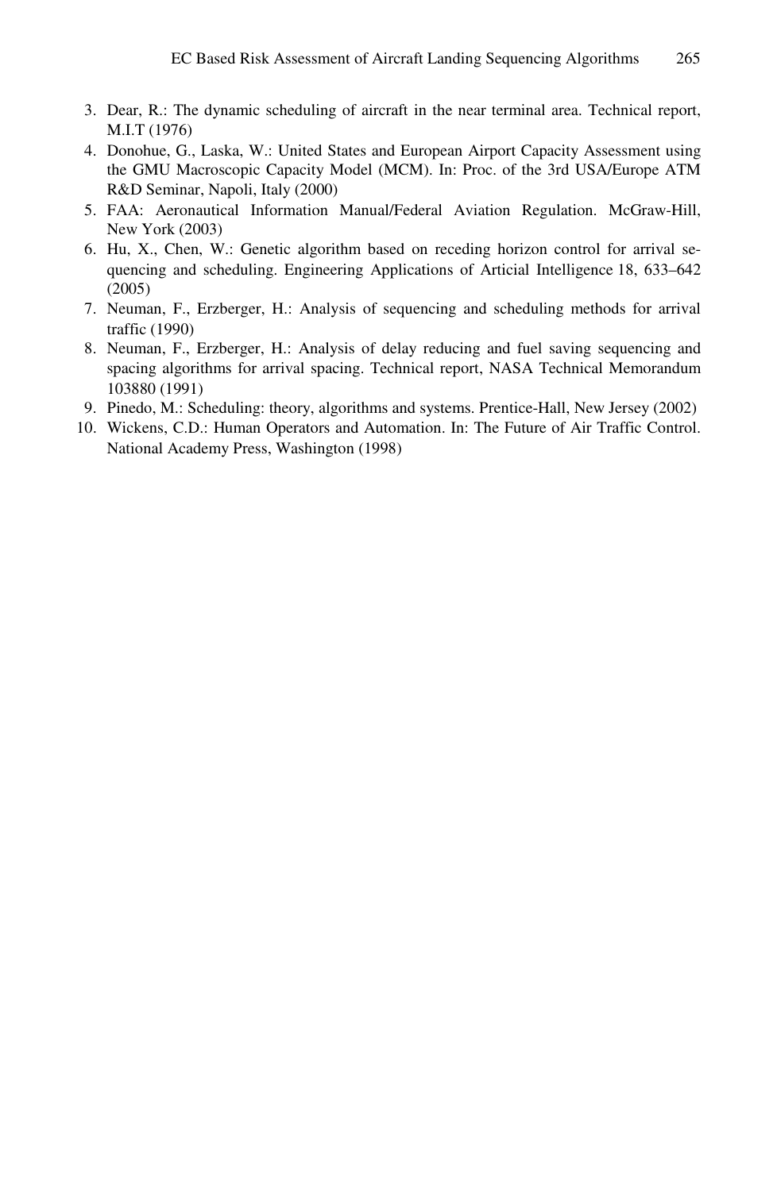3. Dear, R.: The dynamic scheduling of aircraft in the near terminal area. Technical report, M.I.T (1976)
4. Donohue, G., Laska, W.: United States and European Airport Capacity Assessment using the GMU Macroscopic Capacity Model (MCM). In: Proc. of the 3rd USA/Europe ATM R&D Seminar, Napoli, Italy (2000)
5. FAA: Aeronautical Information Manual/Federal Aviation Regulation. McGraw-Hill, New York (2003)
6. Hu, X., Chen, W.: Genetic algorithm based on receding horizon control for arrival sequencing and scheduling. Engineering Applications of Articial Intelligence 18, 633–642 (2005)
7. Neuman, F., Erzberger, H.: Analysis of sequencing and scheduling methods for arrival traffic (1990)
8. Neuman, F., Erzberger, H.: Analysis of delay reducing and fuel saving sequencing and spacing algorithms for arrival spacing. Technical report, NASA Technical Memorandum 103880 (1991)
9. Pinedo, M.: Scheduling: theory, algorithms and systems. Prentice-Hall, New Jersey (2002)
10. Wickens, C.D.: Human Operators and Automation. In: The Future of Air Traffic Control. National Academy Press, Washington (1998)